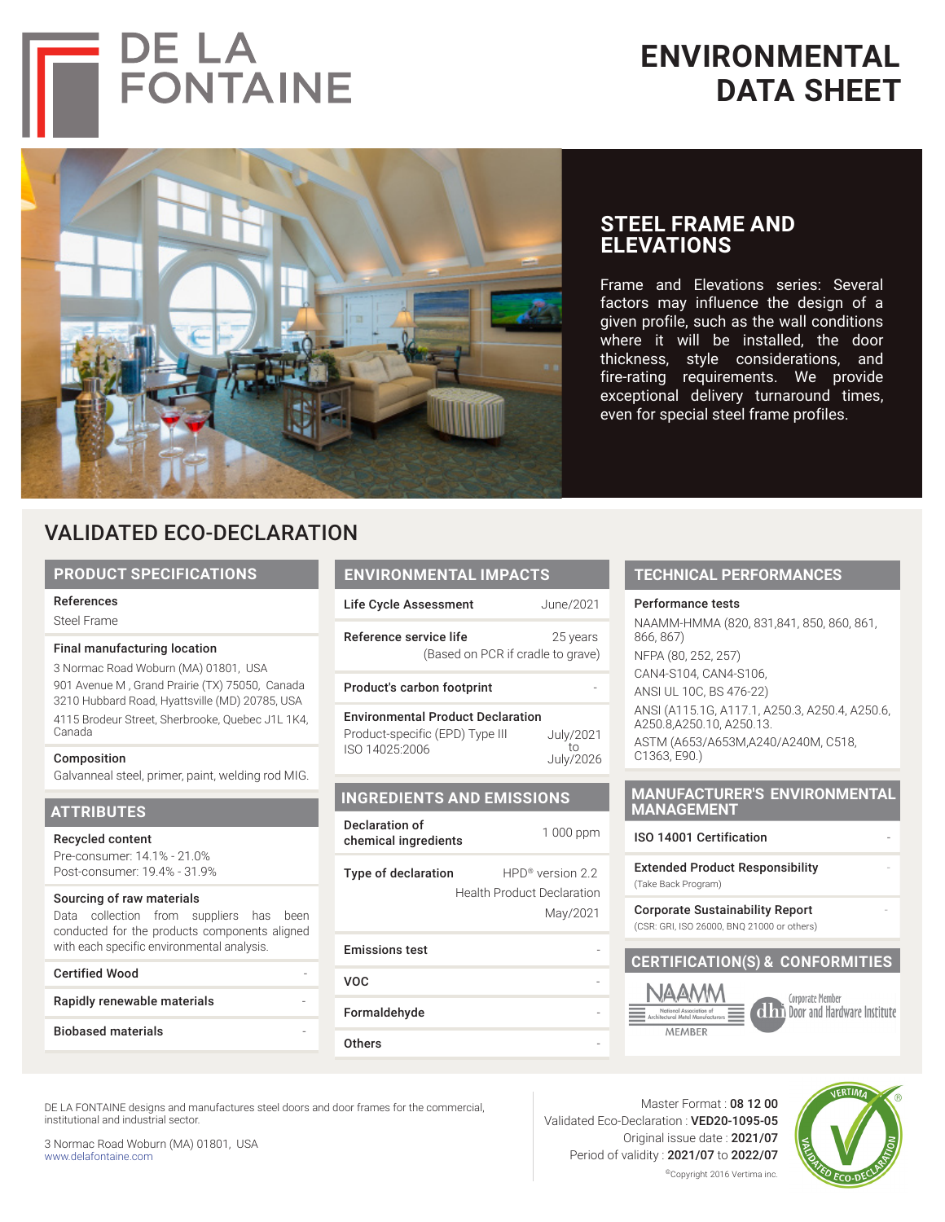# ENVIRONMENTAL DATA SHEET

DE LA FONTAINE

## STEEL FRAME AND ELEVATIONS

Frame and Elevations series: Several factors may influence the design of a given profile, such as the wall conditions where it will be installed, the door thickness, style considerations, and fire-rating requirements. We provide exceptional delivery turnaround times, even for special steel frame profiles.

## VALIDATED ECO-DECLARATION

### PRODUCT SPECIFICATIONS

**References**
Steel Frame

**Final manufacturing location**
3 Normac Road Woburn (MA) 01801, USA
901 Avenue M , Grand Prairie (TX) 75050, Canada
3210 Hubbard Road, Hyattsville (MD) 20785, USA
4115 Brodeur Street, Sherbrooke, Quebec J1L 1K4, Canada

**Composition**
Galvanneal steel, primer, paint, welding rod MIG.

### ATTRIBUTES

**Recycled content**
Pre-consumer: 14.1% - 21.0%
Post-consumer: 19.4% - 31.9%

**Sourcing of raw materials**
Data collection from suppliers has been conducted for the products components aligned with each specific environmental analysis.

| | |
|---|---|
| **Certified Wood** | - |
| **Rapidly renewable materials** | - |
| **Biobased materials** | - |

### ENVIRONMENTAL IMPACTS

| | |
|---|---|
| **Life Cycle Assessment** | June/2021 |
| **Reference service life** | 25 years (Based on PCR if cradle to grave) |
| **Product's carbon footprint** | - |
| **Environmental Product Declaration** Product-specific (EPD) Type III ISO 14025:2006 | July/2021 to July/2026 |

### INGREDIENTS AND EMISSIONS

| | |
|---|---|
| **Declaration of chemical ingredients** | 1 000 ppm |
| **Type of declaration** | HPD® version 2.2 Health Product Declaration May/2021 |
| **Emissions test** | - |
| **VOC** | - |
| **Formaldehyde** | - |
| **Others** | - |

### TECHNICAL PERFORMANCES

**Performance tests**
NAAMM-HMMA (820, 831,841, 850, 860, 861, 866, 867)
NFPA (80, 252, 257)
CAN4-S104, CAN4-S106,
ANSI UL 10C, BS 476-22)
ANSI (A115.1G, A117.1, A250.3, A250.4, A250.6, A250.8,A250.10, A250.13.
ASTM (A653/A653M,A240/A240M, C518, C1363, E90.)

### MANUFACTURER'S ENVIRONMENTAL MANAGEMENT

| | |
|---|---|
| **ISO 14001 Certification** | - |
| **Extended Product Responsibility** (Take Back Program) | - |
| **Corporate Sustainability Report** (CSR: GRI, ISO 26000, BNQ 21000 or others) | - |

### CERTIFICATION(S) & CONFORMITIES

NAAMM National Association of Architectural Metal Manufacturers MEMBER

dhi Corporate Member Door and Hardware Institute

DE LA FONTAINE designs and manufactures steel doors and door frames for the commercial, institutional and industrial sector.

3 Normac Road Woburn (MA) 01801, USA
www.delafontaine.com

Master Format : **08 12 00**
Validated Eco-Declaration : **VED20-1095-05**
Original issue date : **2021/07**
Period of validity : **2021/07** to **2022/07**
©Copyright 2016 Vertima inc.

VERTIMA VALIDATED ECO-DECLARATION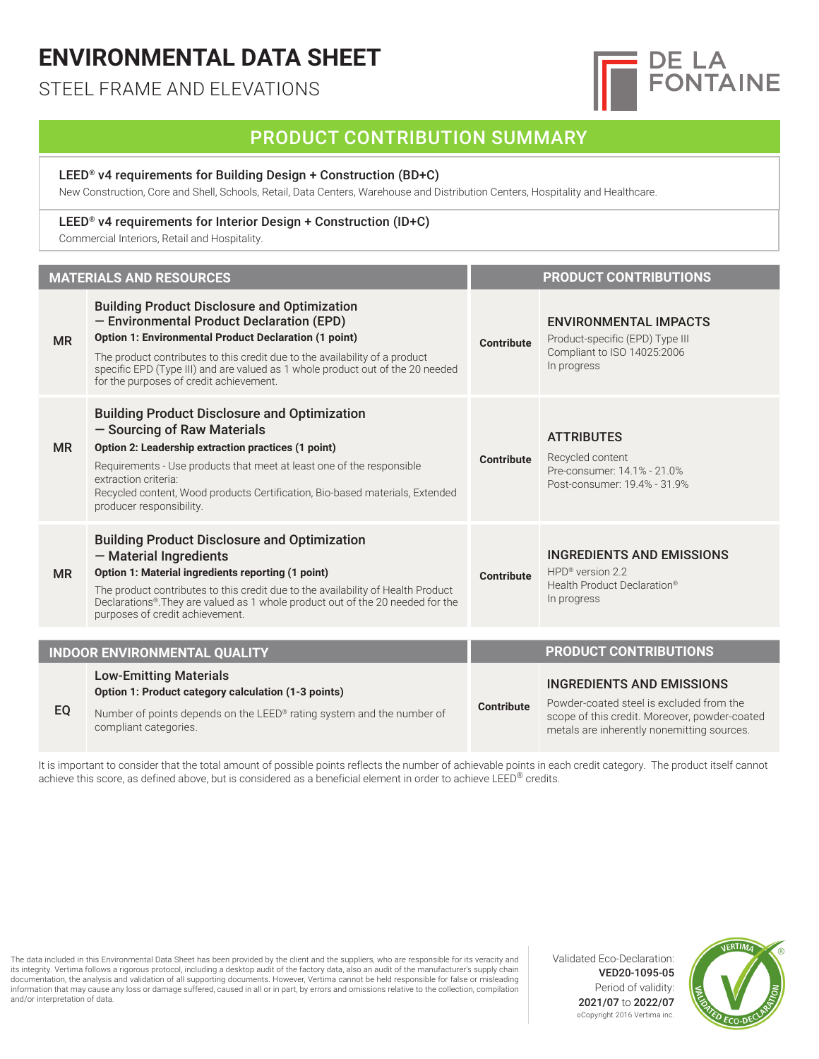# ENVIRONMENTAL DATA SHEET

STEEL FRAME AND ELEVATIONS

DE LA FONTAINE

## PRODUCT CONTRIBUTION SUMMARY

**LEED® v4 requirements for Building Design + Construction (BD+C)**
New Construction, Core and Shell, Schools, Retail, Data Centers, Warehouse and Distribution Centers, Hospitality and Healthcare.

**LEED® v4 requirements for Interior Design + Construction (ID+C)**
Commercial Interiors, Retail and Hospitality.

| MATERIALS AND RESOURCES | | PRODUCT CONTRIBUTIONS | |
|---|---|---|---|
| MR | **Building Product Disclosure and Optimization — Environmental Product Declaration (EPD)**<br>**Option 1: Environmental Product Declaration (1 point)**<br>The product contributes to this credit due to the availability of a product specific EPD (Type III) and are valued as 1 whole product out of the 20 needed for the purposes of credit achievement. | Contribute | **ENVIRONMENTAL IMPACTS**<br>Product-specific (EPD) Type III Compliant to ISO 14025:2006<br>In progress |
| MR | **Building Product Disclosure and Optimization — Sourcing of Raw Materials**<br>**Option 2: Leadership extraction practices (1 point)**<br>Requirements - Use products that meet at least one of the responsible extraction criteria:<br>Recycled content, Wood products Certification, Bio-based materials, Extended producer responsibility. | Contribute | **ATTRIBUTES**<br>Recycled content<br>Pre-consumer: 14.1% - 21.0%<br>Post-consumer: 19.4% - 31.9% |
| MR | **Building Product Disclosure and Optimization — Material Ingredients**<br>**Option 1: Material ingredients reporting (1 point)**<br>The product contributes to this credit due to the availability of Health Product Declarations®.They are valued as 1 whole product out of the 20 needed for the purposes of credit achievement. | Contribute | **INGREDIENTS AND EMISSIONS**<br>HPD® version 2.2<br>Health Product Declaration®<br>In progress |

| INDOOR ENVIRONMENTAL QUALITY | | PRODUCT CONTRIBUTIONS | |
|---|---|---|---|
| EQ | **Low-Emitting Materials**<br>**Option 1: Product category calculation (1-3 points)**<br>Number of points depends on the LEED® rating system and the number of compliant categories. | Contribute | **INGREDIENTS AND EMISSIONS**<br>Powder-coated steel is excluded from the scope of this credit. Moreover, powder-coated metals are inherently nonemitting sources. |

It is important to consider that the total amount of possible points reflects the number of achievable points in each credit category. The product itself cannot achieve this score, as defined above, but is considered as a beneficial element in order to achieve LEED® credits.

The data included in this Environmental Data Sheet has been provided by the client and the suppliers, who are responsible for its veracity and its integrity. Vertima follows a rigorous protocol, including a desktop audit of the factory data, also an audit of the manufacturer's supply chain documentation, the analysis and validation of all supporting documents. However, Vertima cannot be held responsible for false or misleading information that may cause any loss or damage suffered, caused in all or in part, by errors and omissions relative to the collection, compilation and/or interpretation of data.

Validated Eco-Declaration: **VED20-1095-05**
Period of validity: **2021/07** to **2022/07**
©Copyright 2016 Vertima inc.

VERTIMA® VALIDATED ECO-DECLARATION